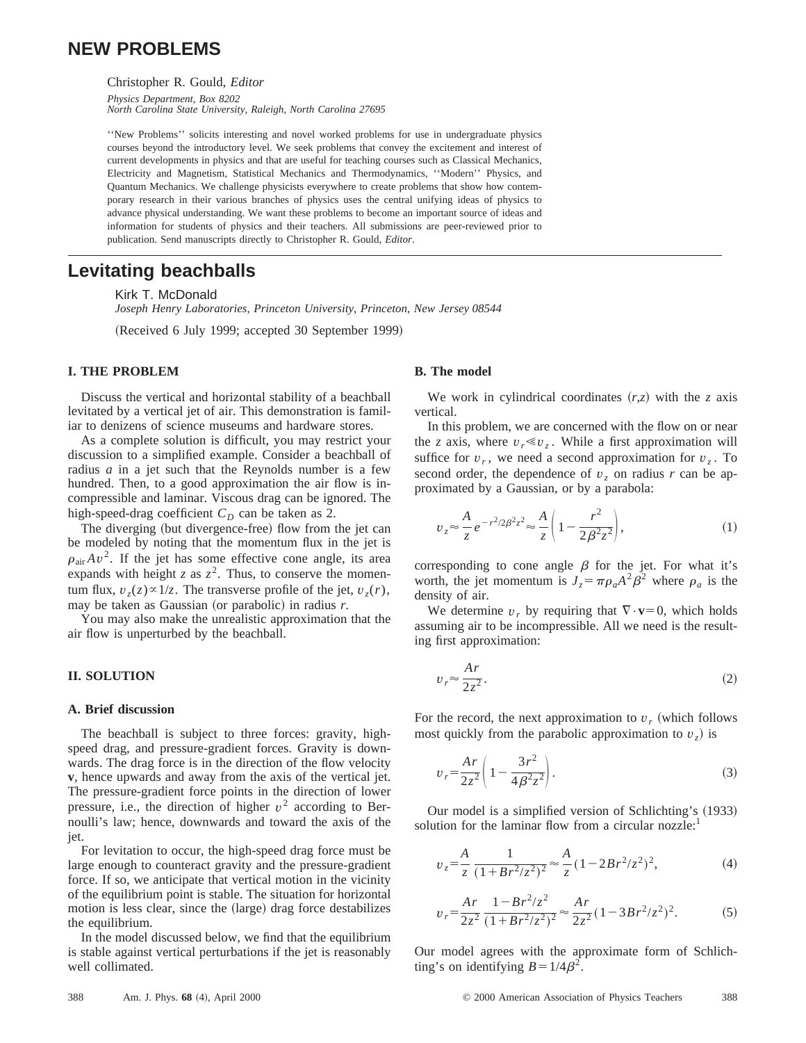# NEW PROBLEMS

Christopher R. Gould, *Editor*

*Physics Department, Box 8202*
*North Carolina State University, Raleigh, North Carolina 27695*

''New Problems'' solicits interesting and novel worked problems for use in undergraduate physics courses beyond the introductory level. We seek problems that convey the excitement and interest of current developments in physics and that are useful for teaching courses such as Classical Mechanics, Electricity and Magnetism, Statistical Mechanics and Thermodynamics, ''Modern'' Physics, and Quantum Mechanics. We challenge physicists everywhere to create problems that show how contemporary research in their various branches of physics uses the central unifying ideas of physics to advance physical understanding. We want these problems to become an important source of ideas and information for students of physics and their teachers. All submissions are peer-reviewed prior to publication. Send manuscripts directly to Christopher R. Gould, *Editor*.

## Levitating beachballs

Kirk T. McDonald

*Joseph Henry Laboratories, Princeton University, Princeton, New Jersey 08544*

(Received 6 July 1999; accepted 30 September 1999)

### I. THE PROBLEM

Discuss the vertical and horizontal stability of a beachball levitated by a vertical jet of air. This demonstration is familiar to denizens of science museums and hardware stores.

As a complete solution is difficult, you may restrict your discussion to a simplified example. Consider a beachball of radius $a$ in a jet such that the Reynolds number is a few hundred. Then, to a good approximation the air flow is incompressible and laminar. Viscous drag can be ignored. The high-speed-drag coefficient $C_D$ can be taken as 2.

The diverging (but divergence-free) flow from the jet can be modeled by noting that the momentum flux in the jet is $\rho_{\text{air}} A v^2$. If the jet has some effective cone angle, its area expands with height $z$ as $z^2$. Thus, to conserve the momentum flux, $v_z(z) \propto 1/z$. The transverse profile of the jet, $v_z(r)$, may be taken as Gaussian (or parabolic) in radius $r$.

You may also make the unrealistic approximation that the air flow is unperturbed by the beachball.

### II. SOLUTION

#### A. Brief discussion

The beachball is subject to three forces: gravity, high-speed drag, and pressure-gradient forces. Gravity is downwards. The drag force is in the direction of the flow velocity $\mathbf{v}$, hence upwards and away from the axis of the vertical jet. The pressure-gradient force points in the direction of lower pressure, i.e., the direction of higher $v^2$ according to Bernoulli's law; hence, downwards and toward the axis of the jet.

For levitation to occur, the high-speed drag force must be large enough to counteract gravity and the pressure-gradient force. If so, we anticipate that vertical motion in the vicinity of the equilibrium point is stable. The situation for horizontal motion is less clear, since the (large) drag force destabilizes the equilibrium.

In the model discussed below, we find that the equilibrium is stable against vertical perturbations if the jet is reasonably well collimated.

#### B. The model

We work in cylindrical coordinates $(r,z)$ with the $z$ axis vertical.

In this problem, we are concerned with the flow on or near the $z$ axis, where $v_r \ll v_z$. While a first approximation will suffice for $v_r$, we need a second approximation for $v_z$. To second order, the dependence of $v_z$ on radius $r$ can be approximated by a Gaussian, or by a parabola:

$$v_z \approx \frac{A}{z} e^{-r^2/2\beta^2 z^2} \approx \frac{A}{z}\left(1 - \frac{r^2}{2\beta^2 z^2}\right), \tag{1}$$

corresponding to cone angle $\beta$ for the jet. For what it's worth, the jet momentum is $J_z = \pi \rho_a A^2 \beta^2$ where $\rho_a$ is the density of air.

We determine $v_r$ by requiring that $\nabla \cdot \mathbf{v} = 0$, which holds assuming air to be incompressible. All we need is the resulting first approximation:

$$v_r \approx \frac{Ar}{2z^2}. \tag{2}$$

For the record, the next approximation to $v_r$ (which follows most quickly from the parabolic approximation to $v_z$) is

$$v_r = \frac{Ar}{2z^2}\left(1 - \frac{3r^2}{4\beta^2 z^2}\right). \tag{3}$$

Our model is a simplified version of Schlichting's (1933) solution for the laminar flow from a circular nozzle:[1]

$$v_z = \frac{A}{z}\frac{1}{(1 + Br^2/z^2)^2} \approx \frac{A}{z}(1 - 2Br^2/z^2)^2, \tag{4}$$

$$v_r = \frac{Ar}{2z^2}\frac{1 - Br^2/z^2}{(1 + Br^2/z^2)^2} \approx \frac{Ar}{2z^2}(1 - 3Br^2/z^2)^2. \tag{5}$$

Our model agrees with the approximate form of Schlichting's on identifying $B = 1/4\beta^2$.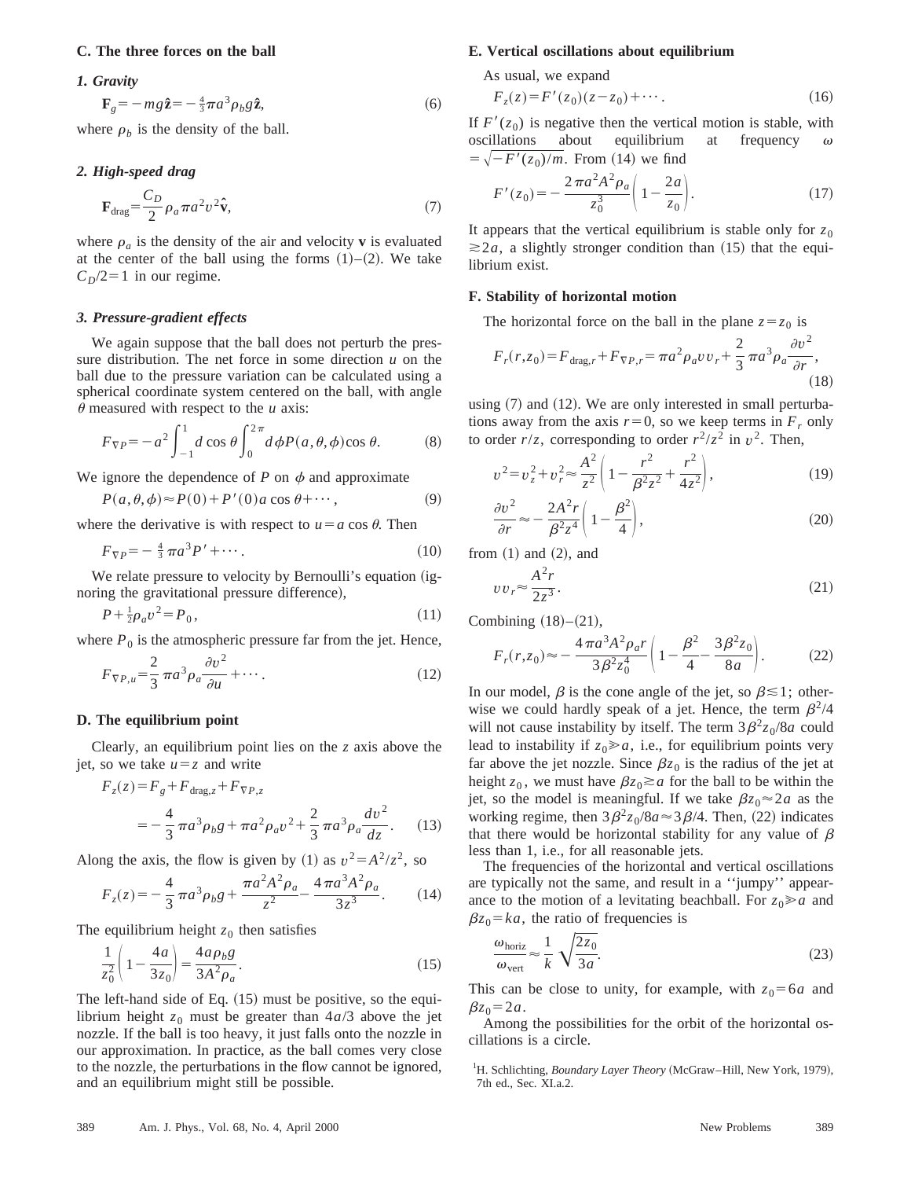### C. The three forces on the ball

#### 1. Gravity

$$\mathbf{F}_g = -mg\hat{\mathbf{z}} = -\tfrac{4}{3}\pi a^3 \rho_b g \hat{\mathbf{z}}, \tag{6}$$

where $\rho_b$ is the density of the ball.

#### 2. High-speed drag

$$\mathbf{F}_{\rm drag} = \frac{C_D}{2}\rho_a \pi a^2 v^2 \hat{\mathbf{v}}, \tag{7}$$

where $\rho_a$ is the density of the air and velocity $\mathbf{v}$ is evaluated at the center of the ball using the forms (1)–(2). We take $C_D/2 = 1$ in our regime.

#### 3. Pressure-gradient effects

We again suppose that the ball does not perturb the pressure distribution. The net force in some direction $u$ on the ball due to the pressure variation can be calculated using a spherical coordinate system centered on the ball, with angle $\theta$ measured with respect to the $u$ axis:

$$F_{\nabla P} = -a^2 \int_{-1}^{1} d\cos\theta \int_0^{2\pi} d\phi P(a,\theta,\phi)\cos\theta. \tag{8}$$

We ignore the dependence of $P$ on $\phi$ and approximate

$$P(a,\theta,\phi) \approx P(0) + P'(0) a \cos\theta + \cdots, \tag{9}$$

where the derivative is with respect to $u = a\cos\theta$. Then

$$F_{\nabla P} = -\tfrac{4}{3}\pi a^3 P' + \cdots. \tag{10}$$

We relate pressure to velocity by Bernoulli's equation (ignoring the gravitational pressure difference),

$$P + \tfrac{1}{2}\rho_a v^2 = P_0, \tag{11}$$

where $P_0$ is the atmospheric pressure far from the jet. Hence,

$$F_{\nabla P,u} = \frac{2}{3}\pi a^3 \rho_a \frac{\partial v^2}{\partial u} + \cdots. \tag{12}$$

### D. The equilibrium point

Clearly, an equilibrium point lies on the $z$ axis above the jet, so we take $u = z$ and write

$$\begin{aligned} F_z(z) &= F_g + F_{{\rm drag},z} + F_{\nabla P,z} \\ &= -\frac{4}{3}\pi a^3 \rho_b g + \pi a^2 \rho_a v^2 + \frac{2}{3}\pi a^3 \rho_a \frac{dv^2}{dz}. \end{aligned} \tag{13}$$

Along the axis, the flow is given by (1) as $v^2 = A^2/z^2$, so

$$F_z(z) = -\frac{4}{3}\pi a^3 \rho_b g + \frac{\pi a^2 A^2 \rho_a}{z^2} - \frac{4\pi a^3 A^2 \rho_a}{3z^3}. \tag{14}$$

The equilibrium height $z_0$ then satisfies

$$\frac{1}{z_0^2}\left(1 - \frac{4a}{3z_0}\right) = \frac{4a\rho_b g}{3A^2\rho_a}. \tag{15}$$

The left-hand side of Eq. (15) must be positive, so the equilibrium height $z_0$ must be greater than $4a/3$ above the jet nozzle. If the ball is too heavy, it just falls onto the nozzle in our approximation. In practice, as the ball comes very close to the nozzle, the perturbations in the flow cannot be ignored, and an equilibrium might still be possible.

### E. Vertical oscillations about equilibrium

As usual, we expand

$$F_z(z) = F'(z_0)(z - z_0) + \cdots. \tag{16}$$

If $F'(z_0)$ is negative then the vertical motion is stable, with oscillations about equilibrium at frequency $\omega = \sqrt{-F'(z_0)/m}$. From (14) we find

$$F'(z_0) = -\frac{2\pi a^2 A^2 \rho_a}{z_0^3}\left(1 - \frac{2a}{z_0}\right). \tag{17}$$

It appears that the vertical equilibrium is stable only for $z_0 \gtrsim 2a$, a slightly stronger condition than (15) that the equilibrium exist.

### F. Stability of horizontal motion

The horizontal force on the ball in the plane $z = z_0$ is

$$F_r(r, z_0) = F_{{\rm drag},r} + F_{\nabla P,r} = \pi a^2 \rho_a v v_r + \frac{2}{3}\pi a^3 \rho_a \frac{\partial v^2}{\partial r}, \tag{18}$$

using (7) and (12). We are only interested in small perturbations away from the axis $r = 0$, so we keep terms in $F_r$ only to order $r/z$, corresponding to order $r^2/z^2$ in $v^2$. Then,

$$v^2 = v_z^2 + v_r^2 \approx \frac{A^2}{z^2}\left(1 - \frac{r^2}{\beta^2 z^2} + \frac{r^2}{4z^2}\right), \tag{19}$$

$$\frac{\partial v^2}{\partial r} \approx -\frac{2A^2 r}{\beta^2 z^4}\left(1 - \frac{\beta^2}{4}\right), \tag{20}$$

from (1) and (2), and

$$v v_r \approx \frac{A^2 r}{2z^3}. \tag{21}$$

Combining (18)–(21),

$$F_r(r, z_0) \approx -\frac{4\pi a^3 A^2 \rho_a r}{3\beta^2 z_0^4}\left(1 - \frac{\beta^2}{4} - \frac{3\beta^2 z_0}{8a}\right). \tag{22}$$

In our model, $\beta$ is the cone angle of the jet, so $\beta \lesssim 1$; otherwise we could hardly speak of a jet. Hence, the term $\beta^2/4$ will not cause instability by itself. The term $3\beta^2 z_0/8a$ could lead to instability if $z_0 \gg a$, i.e., for equilibrium points very far above the jet nozzle. Since $\beta z_0$ is the radius of the jet at height $z_0$, we must have $\beta z_0 \gtrsim a$ for the ball to be within the jet, so the model is meaningful. If we take $\beta z_0 \approx 2a$ as the working regime, then $3\beta^2 z_0/8a \approx 3\beta/4$. Then, (22) indicates that there would be horizontal stability for any value of $\beta$ less than 1, i.e., for all reasonable jets.

The frequencies of the horizontal and vertical oscillations are typically not the same, and result in a "jumpy" appearance to the motion of a levitating beachball. For $z_0 \gg a$ and $\beta z_0 = ka$, the ratio of frequencies is

$$\frac{\omega_{\rm horiz}}{\omega_{\rm vert}} \approx \frac{1}{k}\sqrt{\frac{2z_0}{3a}}. \tag{23}$$

This can be close to unity, for example, with $z_0 = 6a$ and $\beta z_0 = 2a$.

Among the possibilities for the orbit of the horizontal oscillations is a circle.

[1] H. Schlichting, *Boundary Layer Theory* (McGraw–Hill, New York, 1979), 7th ed., Sec. XI.a.2.